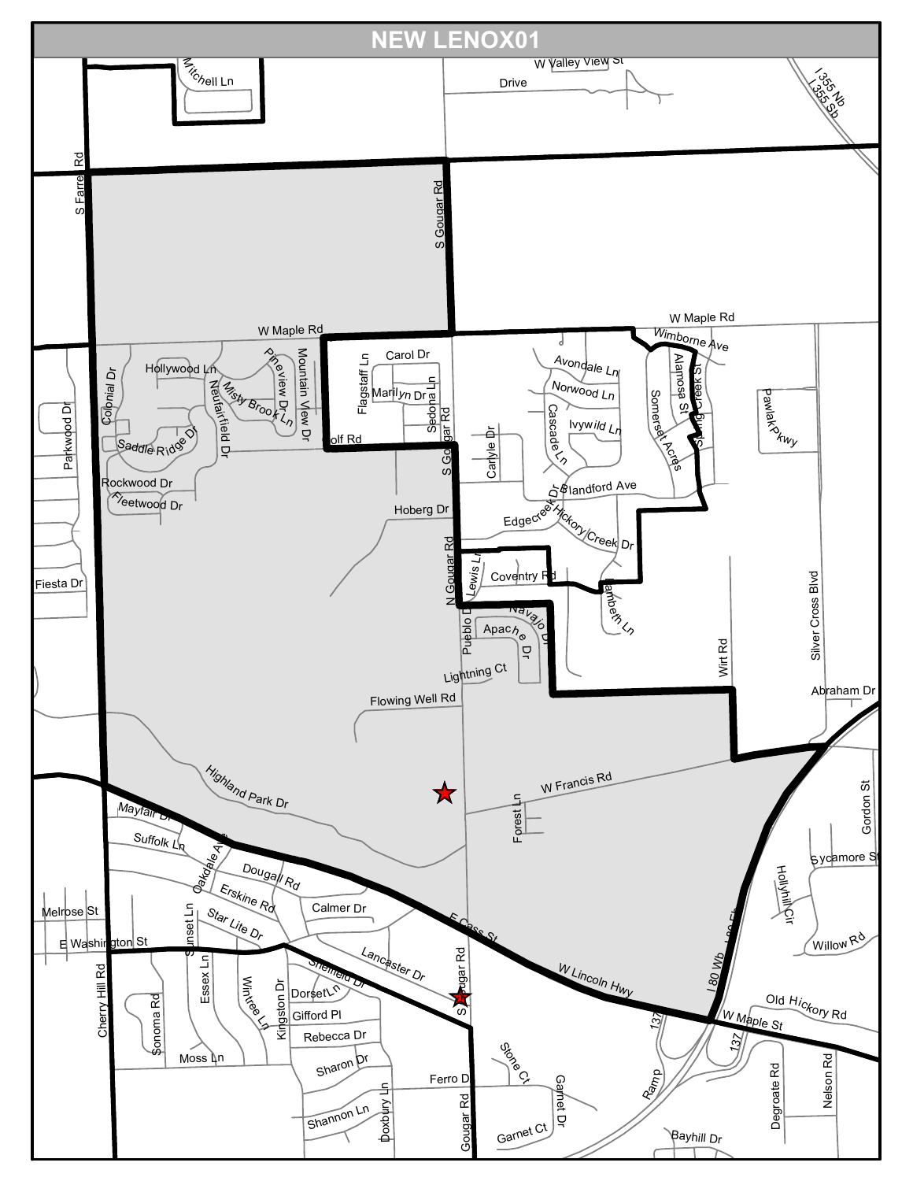# NEW LENOX01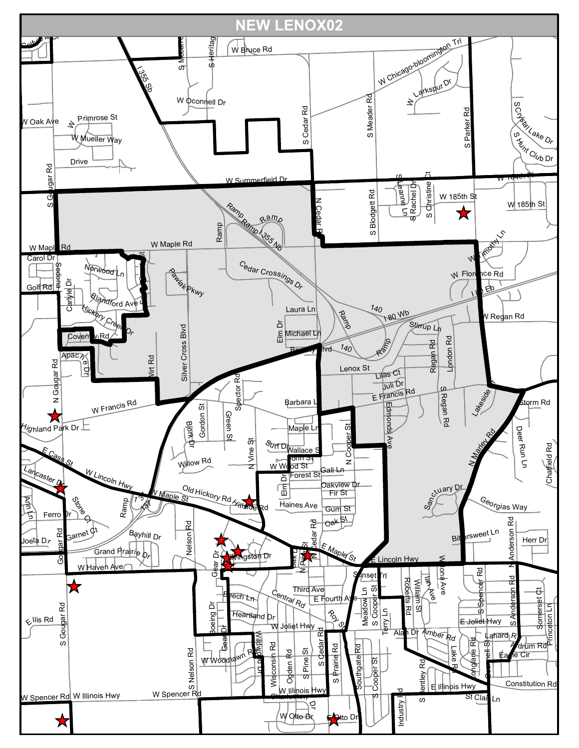# NEW LENOX02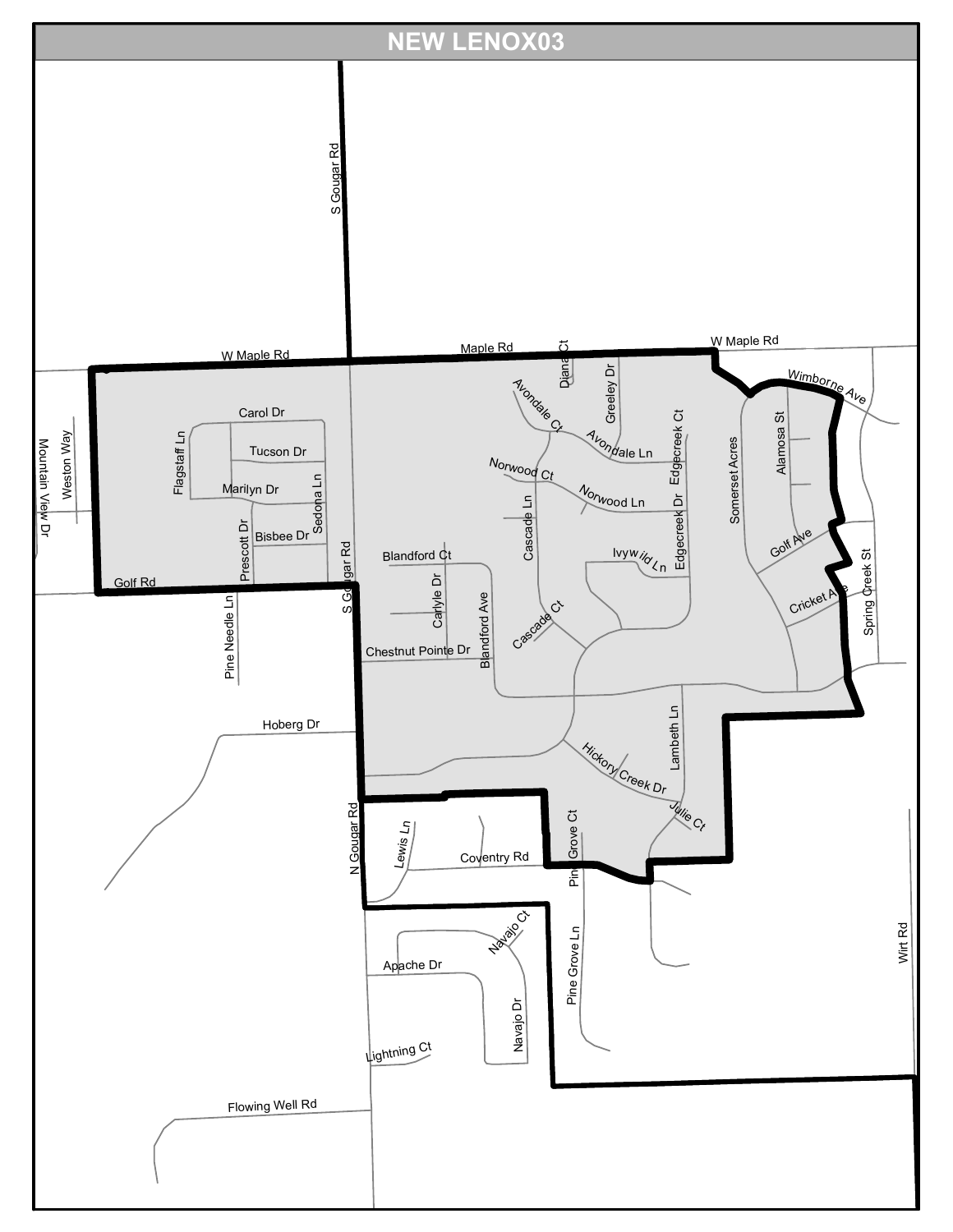# NEW LENOX03

W Maple Rd

Maple Rd

W Maple Rd

S Gougar Rd

Diana Ct

Greeley Dr

Avondale Ct

Avondale Ln

Edgecreek Ct

Wimborne Ave

Carol Dr

Tucson Dr

Marilyn Dr

Flagstaff Ln

Sedona Ln

Bisbee Dr

Prescott Dr

Weston Way

Mountain View Dr

Golf Rd

Norwood Ct

Norwood Ln

Cascade Ln

Edgecreek Dr

Somerset Acres

Alamosa St

Golf Ave

Ivywild Ln

Blandford Ct

Carlyle Dr

Blandford Ave

Cascade Ct

Cricket Ave

Spring Creek St

Chestnut Pointe Dr

Pine Needle Ln

Hoberg Dr

Lambeth Ln

Hickory Creek Dr

Julie Ct

N Gougar Rd

Lewis Ln

Coventry Rd

Pine Grove Ct

Pine Grove Ln

Navajo Ct

Apache Dr

Navajo Dr

Lightning Ct

Flowing Well Rd

Wirt Rd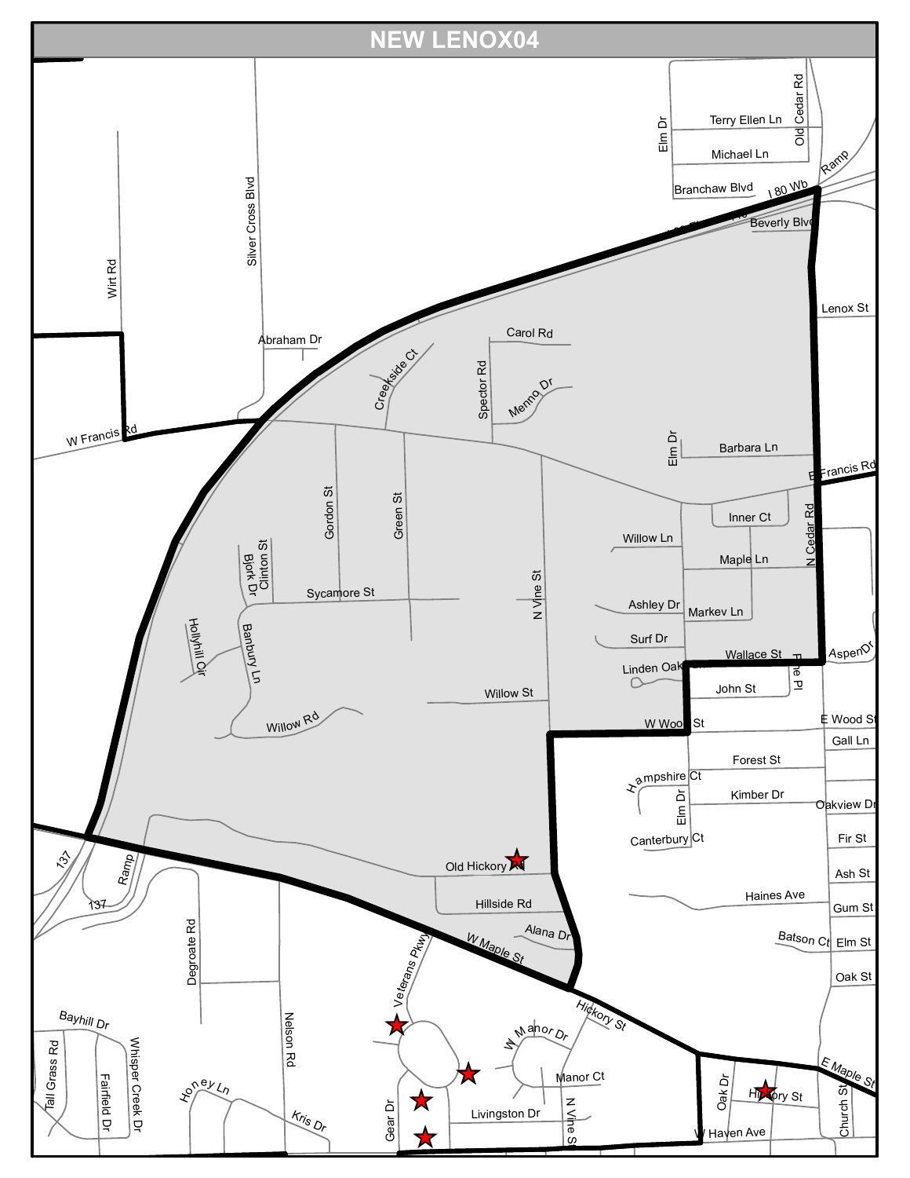# NEW LENOX04

W Francis Rd

Wirt Rd

Silver Cross Blvd

Abraham Dr

Elm Dr

Terry Ellen Ln

Old Cedar Rd

Michael Ln

Branchaw Blvd

I 80 Wb

Ramp

Beverly Blvd

Lenox St

Carol Rd

Spector Rd

Menno Dr

Creekside Ct

Barbara Ln

E Francis Rd

Inner Ct

N Cedar Rd

Gordon St

Green St

Willow Ln

Maple Ln

Clinton St

Bjork Dr

Sycamore St

N Vine St

Ashley Dr

Markev Ln

Hollyhill Cir

Banbury Ln

Surf Dr

Wallace St

Pine Pl

Aspen Dr

Linden Oak

John St

Willow St

Willow Rd

W Wood St

E Wood St

Gall Ln

Forest St

Hampshire Ct

Kimber Dr

Oakview Dr

Canterbury Ct

Fir St

137

Ramp

Old Hickory Rd

Ash St

Haines Ave

Gum St

Hillside Rd

Batson Ct

Elm St

Alana Dr

W Maple St

Oak St

Degroate Rd

Veterans Pkwy

Hickory St

Bayhill Dr

W Manor Dr

E Maple St

Manor Ct

Nelson Rd

Whisper Creek Dr

Tall Grass Rd

Fairfield Dr

Honey Ln

Kris Dr

Gear Dr

Livingston Dr

N Vine St

Oak Dr

Hickory St

Church St

W Haven Ave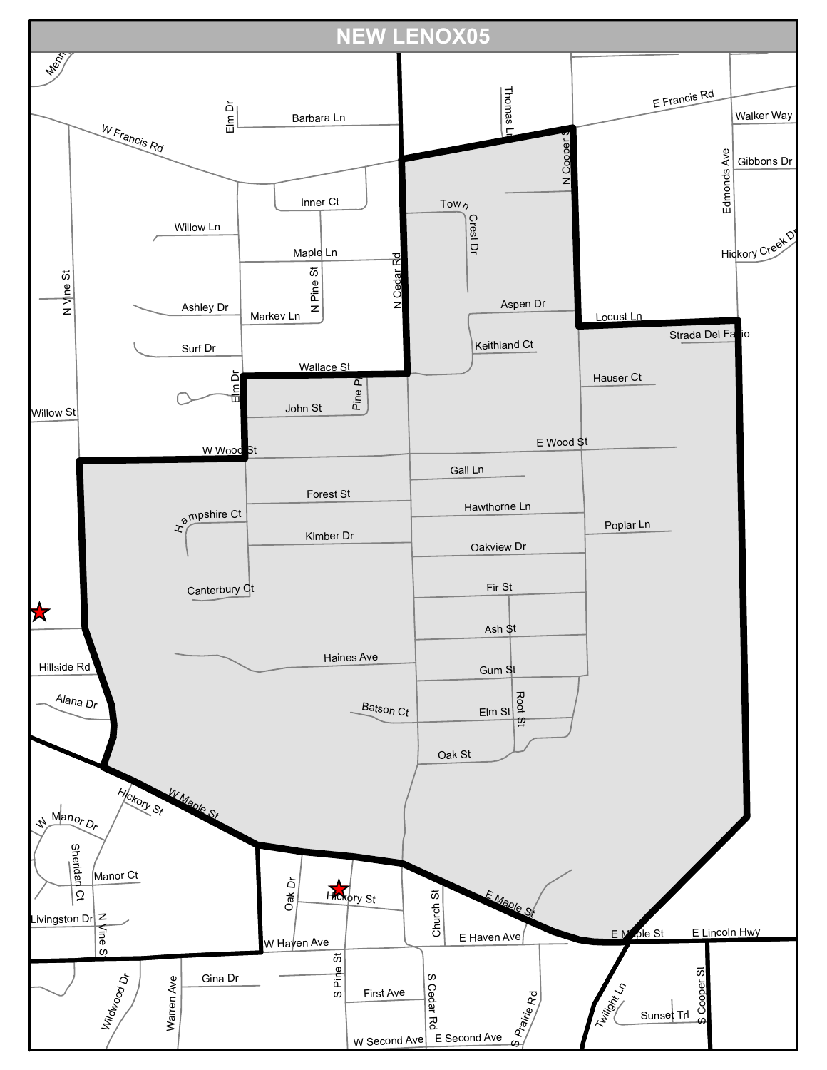# NEW LENOX05

Menn
Elm Dr
Barbara Ln
Thomas Ln
E Francis Rd
Walker Way
W Francis Rd
N Cooper St
Gibbons Dr
Edmonds Ave
Inner Ct
Town Crest Dr
Willow Ln
Maple Ln
Hickory Creek Dr
N Vine St
N Pine St
N Cedar Rd
Ashley Dr
Markev Ln
Aspen Dr
Locust Ln
Strada Del Fario
Keithland Ct
Surf Dr
Wallace St
Hauser Ct
Elm Dr
Pine Pl
Willow St
John St
W Wood St
E Wood St
Gall Ln
Forest St
Hampshire Ct
Hawthorne Ln
Poplar Ln
Kimber Dr
Oakview Dr
Canterbury Ct
Fir St
Ash St
Haines Ave
Hillside Rd
Gum St
Alana Dr
Root St
Batson Ct
Elm St
Oak St
Hickory St
W Maple St
W Manor Dr
Sheridan Ct
Manor Ct
Oak Dr
Hickory St
E Maple St
Church St
Livingston Dr
N Vine St
W Haven Ave
E Haven Ave
E Maple St
E Lincoln Hwy
Twilight Ln
S Cooper St
Gina Dr
S Pine St
S Cedar Rd
Sunset Trl
Wildwood Dr
Warren Ave
First Ave
S Prairie Rd
W Second Ave
E Second Ave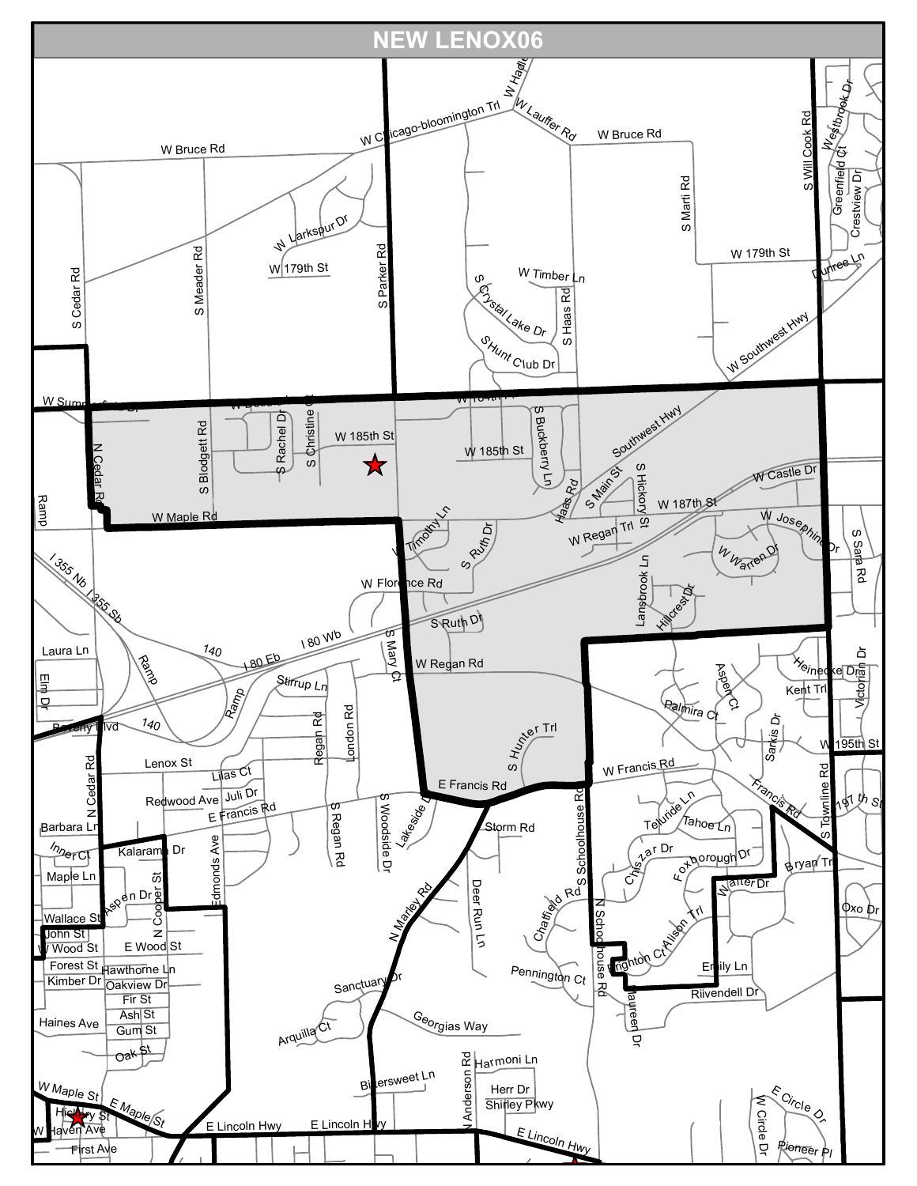# NEW LENOX06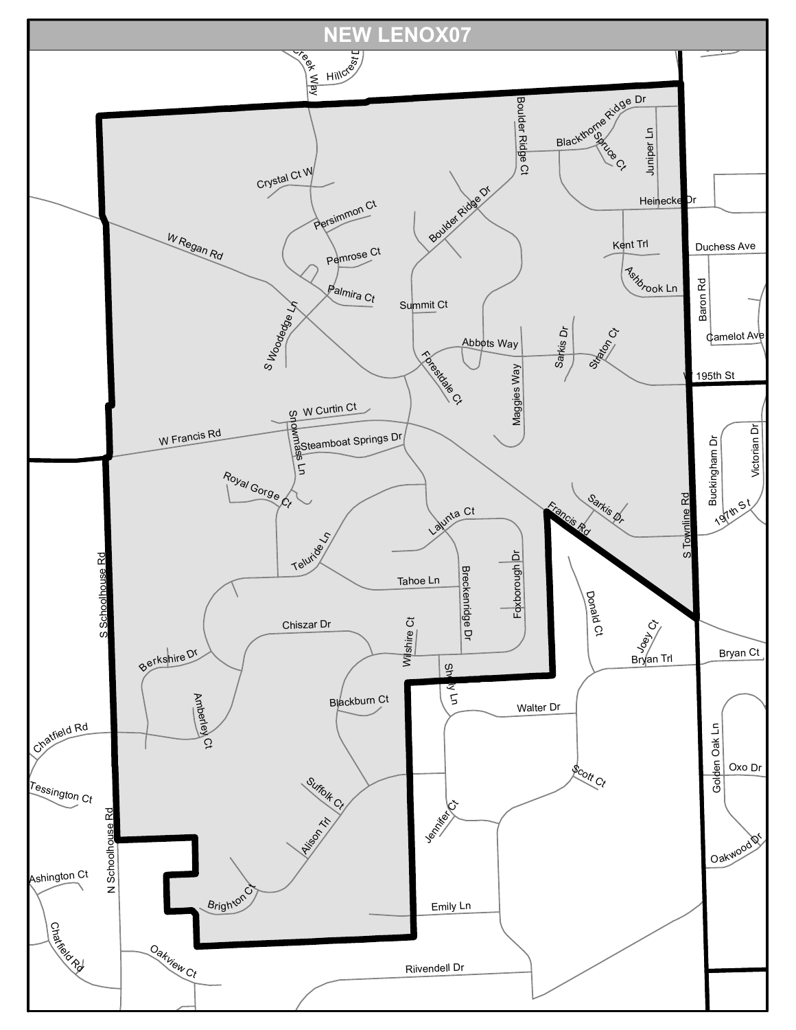# NEW LENOX07

Creek Way
Hillcrest Dr
Boulder Ridge Ct
Blackthorne Ridge Dr
Spruce Ct
Juniper Ln
Crystal Ct W
Persimmon Ct
Boulder Ridge Dr
Heinecke Dr
W Regan Rd
Pemrose Ct
Kent Trl
Duchess Ave
Ashbrook Ln
Baron Rd
Palmira Ct
Summit Ct
S Woodedge Ln
Abbots Way
Sarkis Dr
Straton Ct
Camelot Ave
Forestdale Ct
W 195th St
Maggies Way
W Curtin Ct
Snowmass Ln
W Francis Rd
Steamboat Springs Dr
Buckingham Dr
Victorian Dr
Royal Gorge Ct
Sarkis Dr
197th St
Francis Rd
S Townline Rd
Lajunta Ct
Telluride Ln
Foxborough Dr
Tahoe Ln
Breckenridge Dr
Donald Ct
S Schoolhouse Rd
Chiszar Dr
Joey Ct
Wilshire Ct
Bryan Trl
Bryan Ct
Berkshire Dr
Shelby Ln
Blackburn Ct
Walter Dr
Amberley Ct
Chatfield Rd
Golden Oak Ln
Oxo Dr
Scott Ct
Tessington Ct
Suffolk Ct
Jennifer Ct
Alison Trl
N Schoolhouse Rd
Oakwood Dr
Ashington Ct
Brighton Ct
Emily Ln
Chatfield Rd
Oakview Ct
Riivendell Dr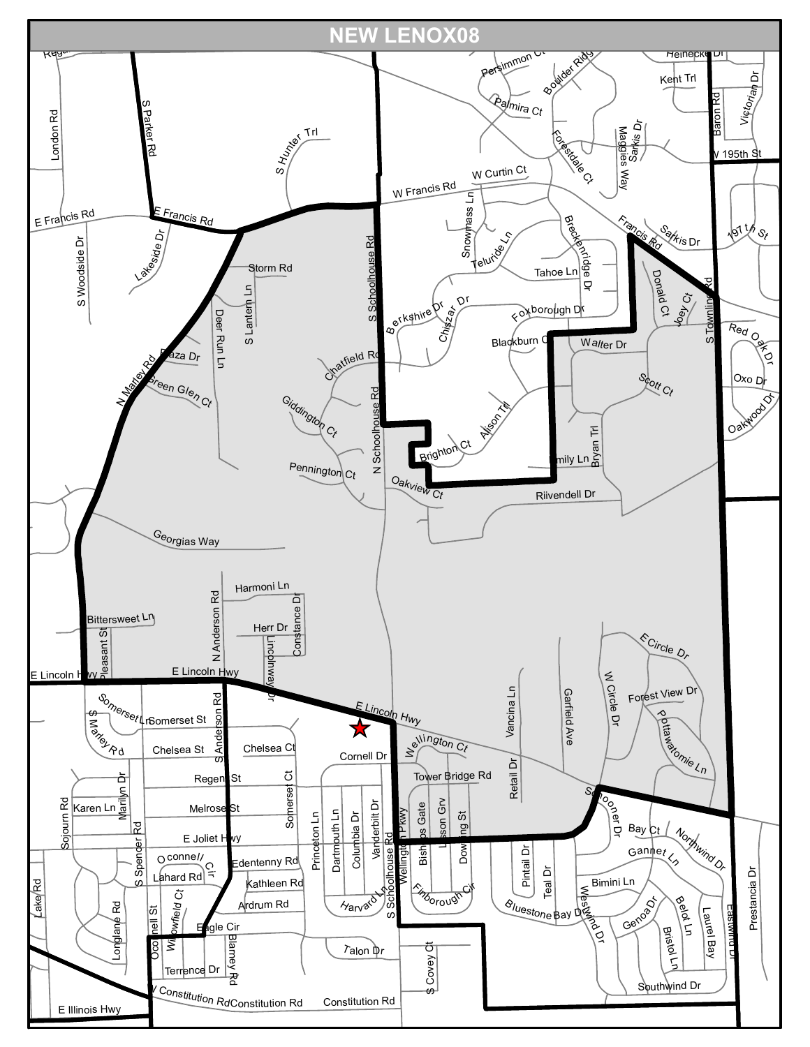# NEW LENOX08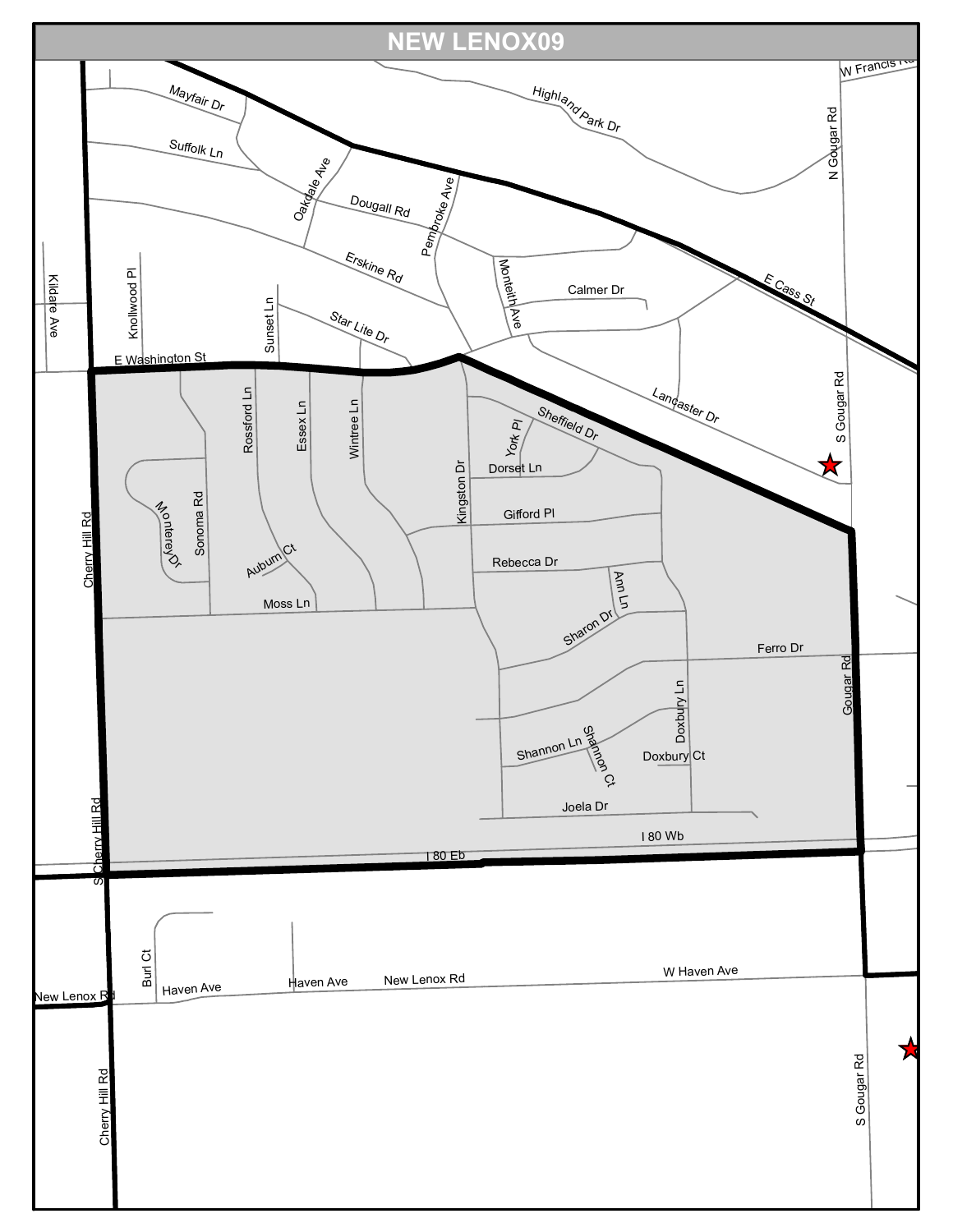# NEW LENOX09

W Francis Rd

Mayfair Dr

Highland Park Dr

N Gougar Rd

Suffolk Ln

Oakdale Ave

Dougall Rd

Pembroke Ave

E Cass St

Erskine Rd

Monteith Ave

Calmer Dr

Kildare Ave

Knollwood Pl

Sunset Ln

Star Lite Dr

E Washington St

Lancaster Dr

S Gougar Rd

Rossford Ln

Essex Ln

Wintree Ln

Sheffield Dr

York Pl

Dorset Ln

Kingston Dr

Gifford Pl

Monterey Dr

Sonoma Rd

Cherry Hill Rd

Auburn Ct

Rebecca Dr

Ann Ln

Moss Ln

Sharon Dr

Ferro Dr

Gougar Rd

Doxbury Ln

Shannon Ln

Shannon Ct

Doxbury Ct

Joela Dr

I 80 Wb

I 80 Eb

S Cherry Hill Rd

Burl Ct

Haven Ave

Haven Ave

New Lenox Rd

W Haven Ave

New Lenox Rd

Cherry Hill Rd

S Gougar Rd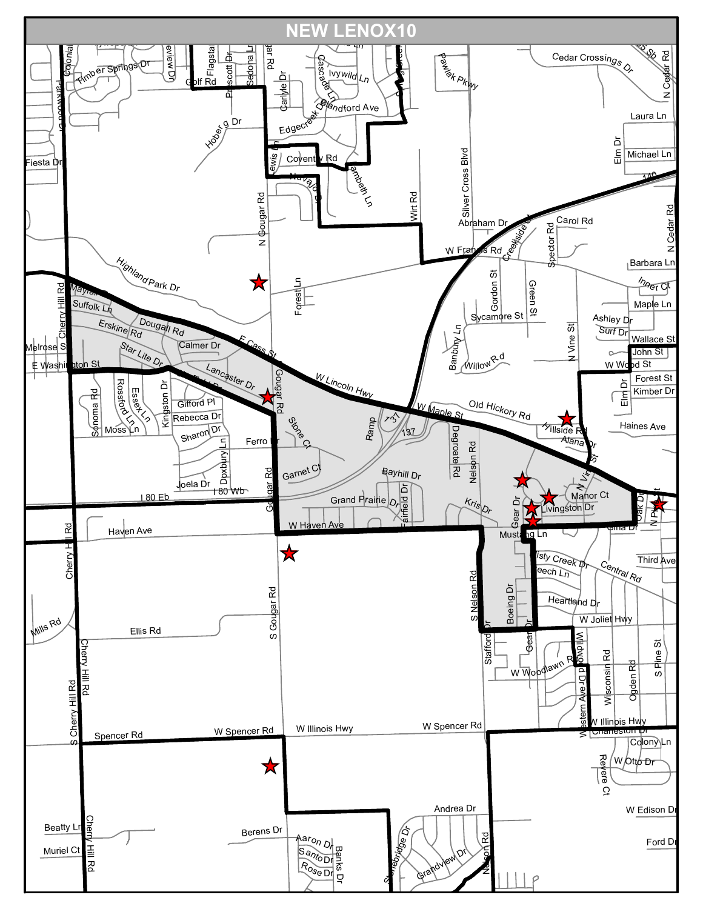# NEW LENOX10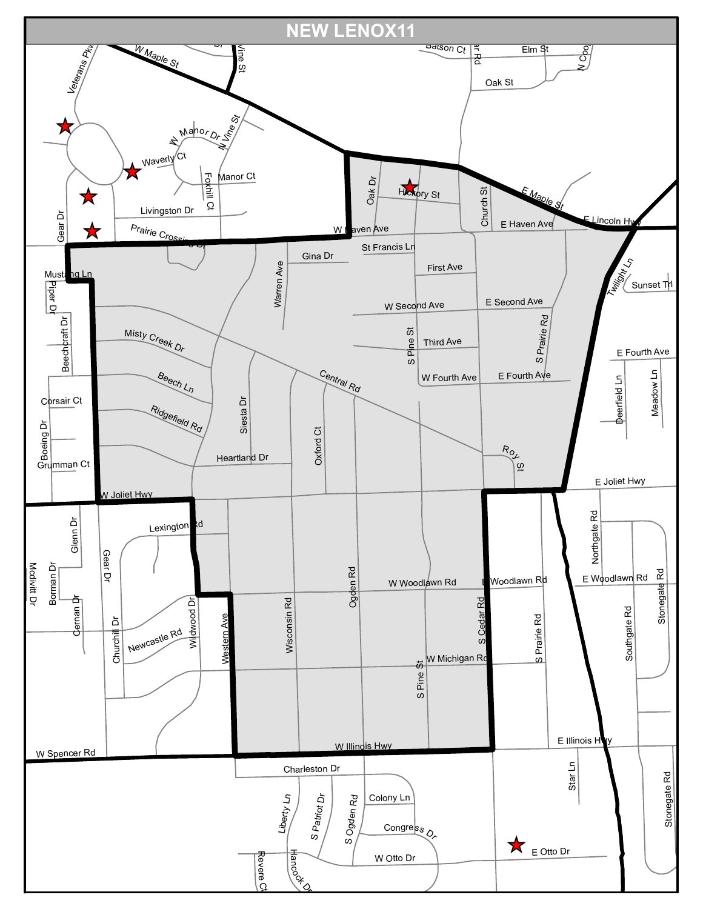# NEW LENOX11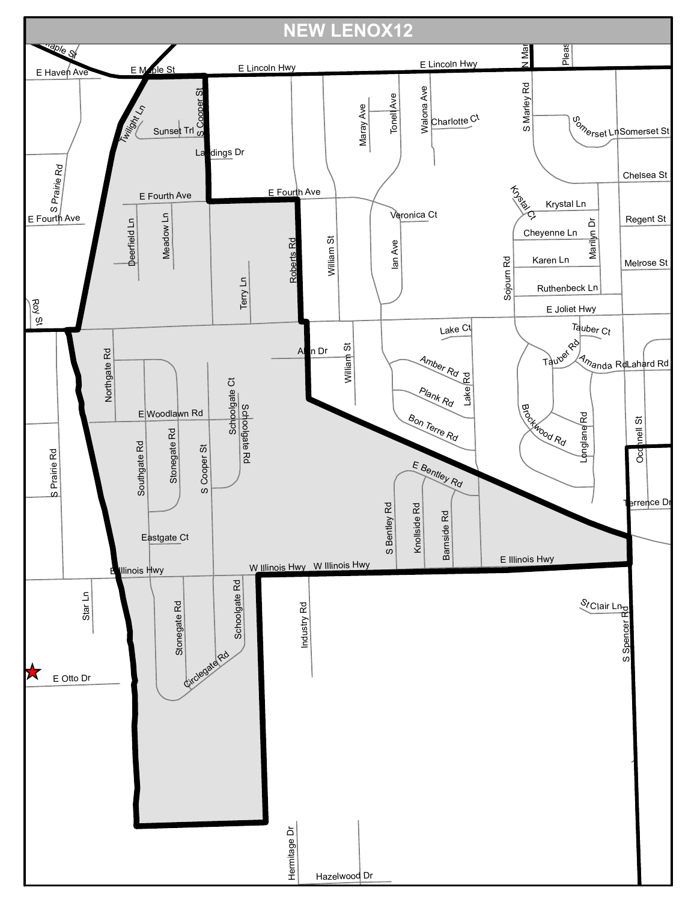# NEW LENOX12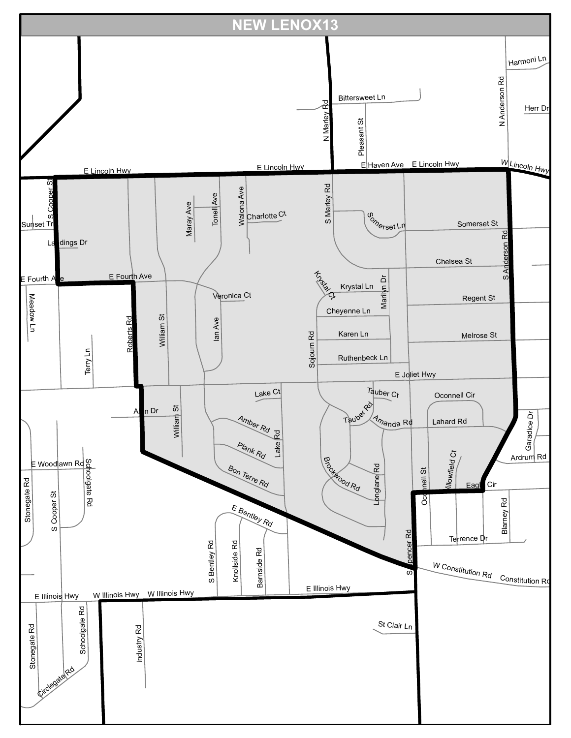# NEW LENOX13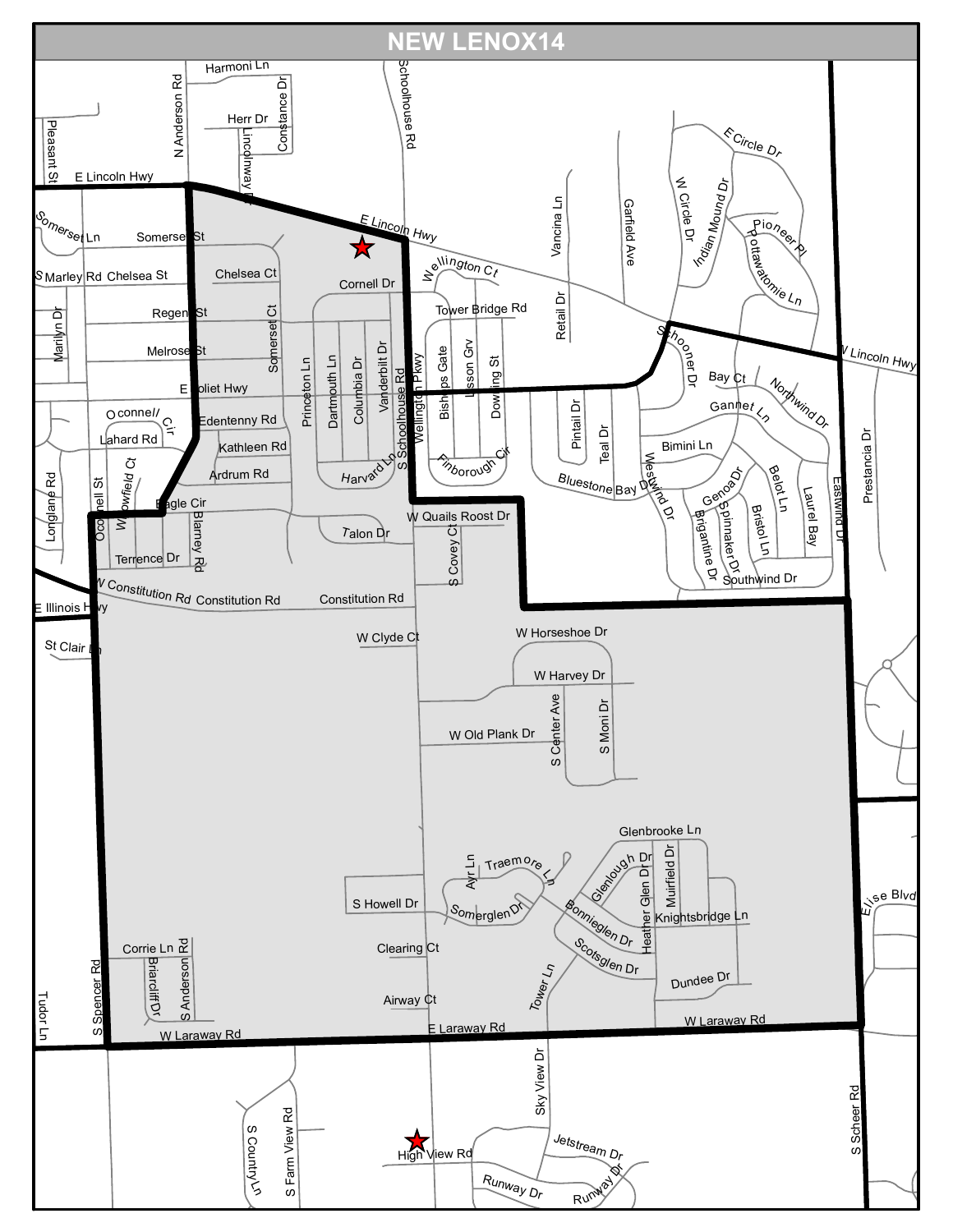# NEW LENOX14

Harmoni Ln
N Anderson Rd
Herr Dr
Constance Dr
Lincolnway Ct
Schoolhouse Rd
Pleasant St
E Lincoln Hwy
E Circle Dr
W Circle Dr
Indian Mound Dr
Pioneer Pl
Pottawatomie Ln
Vancina Ln
Garfield Ave
Somerset Ln
Somerset St
E Lincoln Hwy
Wellington Ct
S Marley Rd
Chelsea St
Chelsea Ct
Cornell Dr
Tower Bridge Rd
Retail Dr
Regent St
Marilyn Dr
Melrose St
Somerset Ct
Princeton Ln
Dartmouth Ln
Columbia Dr
Vanderbilt Dr
S Schoolhouse Rd
Wellington Pkwy
Bishops Gate
Lisson Grv
Dowling St
Schooner Dr
W Lincoln Hwy
E Joliet Hwy
Bay Ct
Northwind Dr
Gannet Ln
Oconnell Cir
Edentenny Rd
Lahard Rd
Kathleen Rd
Ardrum Rd
Harvard Ln
Pintail Dr
Teal Dr
Bimini Ln
Finborough Cir
Bluestone Bay Dr
Westwind Dr
Genoa Dr
Belot Ln
Laurel Bay
Eastwind Dr
Prestancia Dr
Longlane Rd
Oconnell St
Willowfield Ct
Eagle Cir
Blarney Rd
W Quails Roost Dr
Brigantine Dr
Spinnaker Dr
Bristol Ln
Talon Dr
S Covey Ct
Terrence Dr
Southwind Dr
W Constitution Rd
Constitution Rd
Constitution Rd
E Illinois Hwy
St Clair Ln
W Clyde Ct
W Horseshoe Dr
W Harvey Dr
S Center Ave
S Moni Dr
W Old Plank Dr
Glenbrooke Ln
Traemore Ln
Ayr Ln
Glenlough Dr
Heather Glen Dr
Muirfield Dr
Elise Blvd
S Howell Dr
Somerglen Dr
Bonnieglen Dr
Knightsbridge Ln
Corrie Ln
S Anderson Rd
Briarcliff Dr
Clearing Ct
Scotsglen Dr
Dundee Dr
S Spencer Rd
Tower Ln
Tudor Ln
Airway Ct
W Laraway Rd
E Laraway Rd
W Laraway Rd
S Country Ln
S Farm View Rd
Sky View Dr
Jetstream Dr
High View Rd
Runway Dr
Runway Dr
S Scheer Rd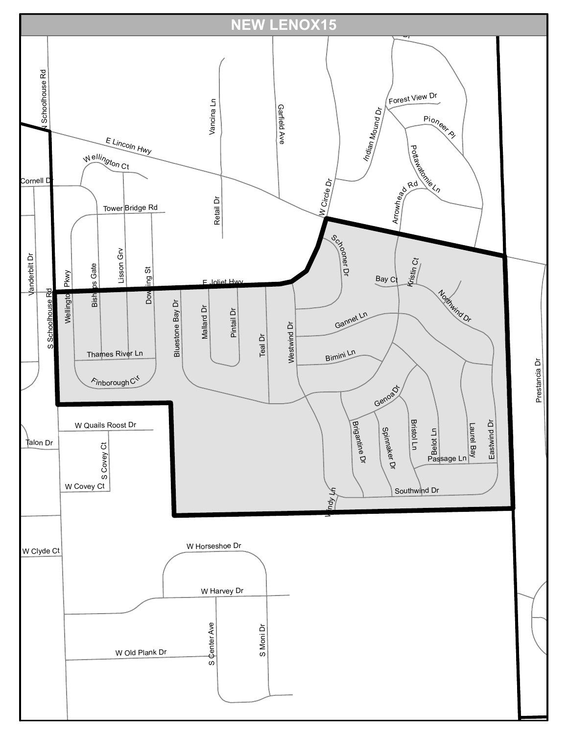# NEW LENOX15

S Schoolhouse Rd
E Lincoln Hwy
Wellington Ct
Cornell Dr
Tower Bridge Rd
Vanderbilt Dr
Wellington Pkwy
Bishops Gate
Lisson Grv
Dowling St
E Joliet Hwy
Thames River Ln
Finborough Cir
Bluestone Bay Dr
Mallard Dr
Pintail Dr
Teal Dr
Westwind Dr
Vancina Ln
Retail Dr
Garfield Ave
W Circle Dr
Indian Mound Dr
Forest View Dr
Pioneer Pl
Pottawatomie Ln
Arrowhead Rd
Schooner Dr
Bay Ct
Kristin Ct
Northwind Dr
Gannet Ln
Bimini Ln
Genoa Dr
Brigantine Dr
Spinnaker Dr
Bristol Ln
Belot Ln
Laurel Bay
Eastwind Dr
Passage Ln
Southwind Dr
Windy Ln
Prestancia Dr
W Quails Roost Dr
Talon Dr
S Covey Ct
W Covey Ct
W Clyde Ct
W Horseshoe Dr
W Harvey Dr
S Center Ave
S Moni Dr
W Old Plank Dr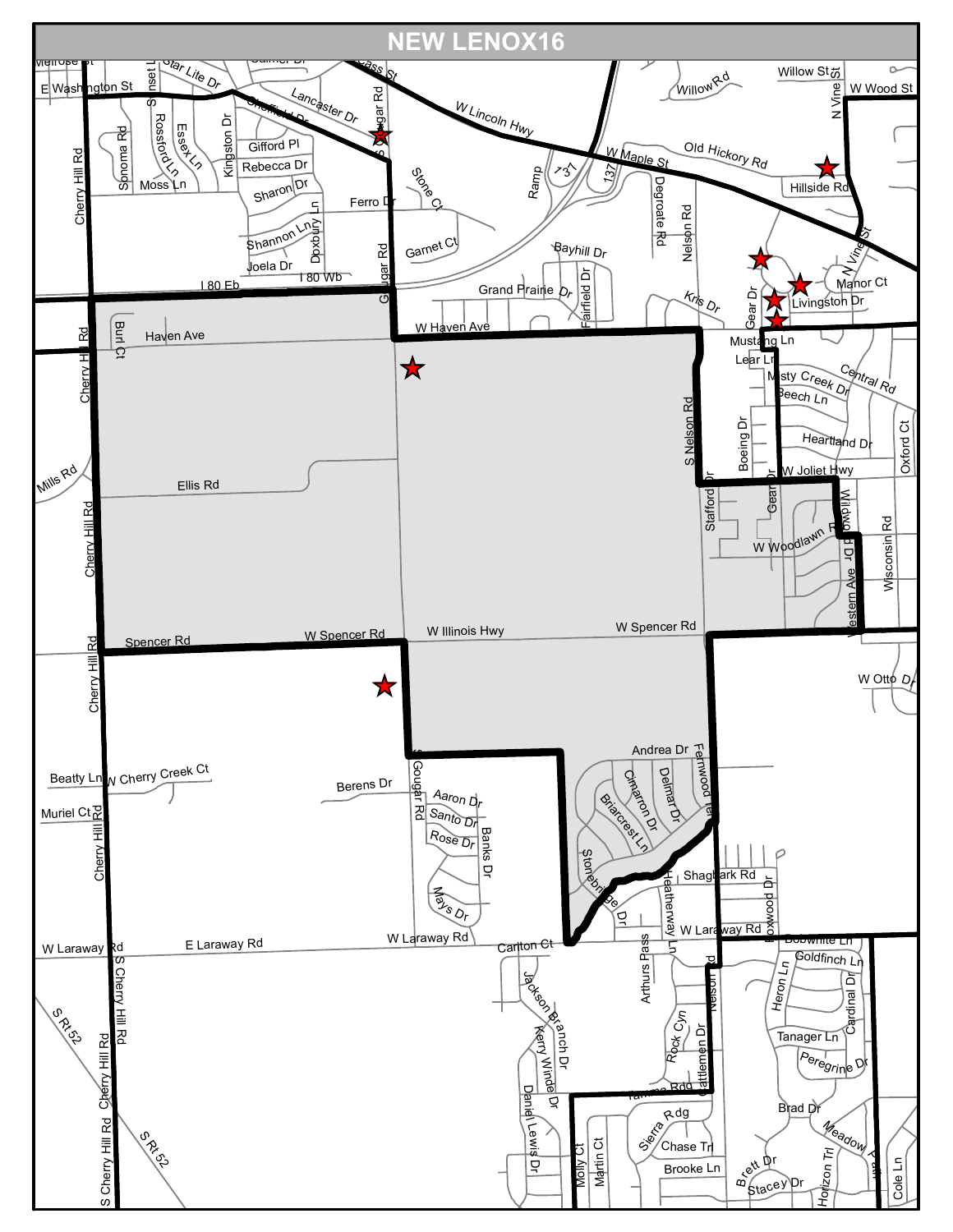# NEW LENOX16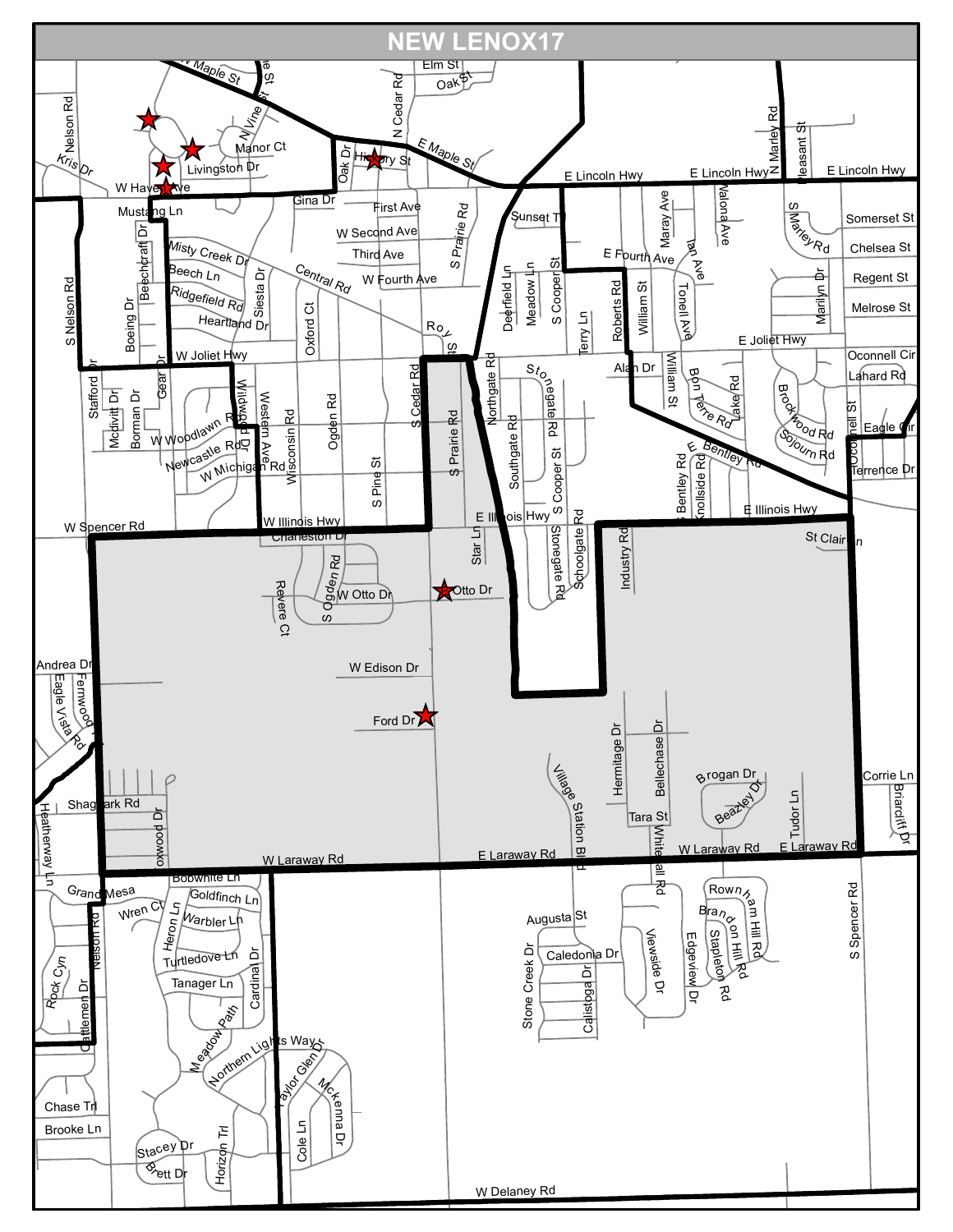# NEW LENOX17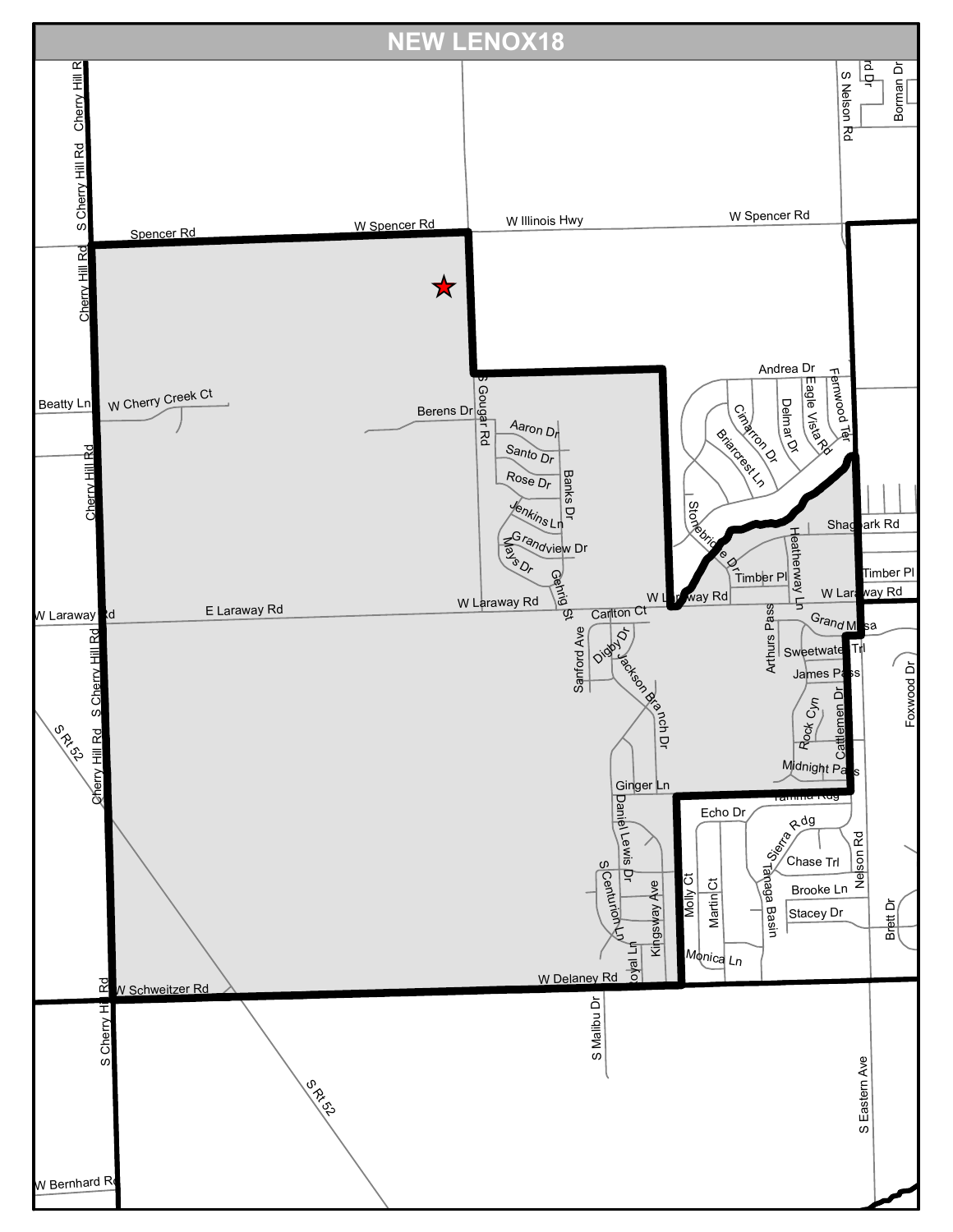# NEW LENOX18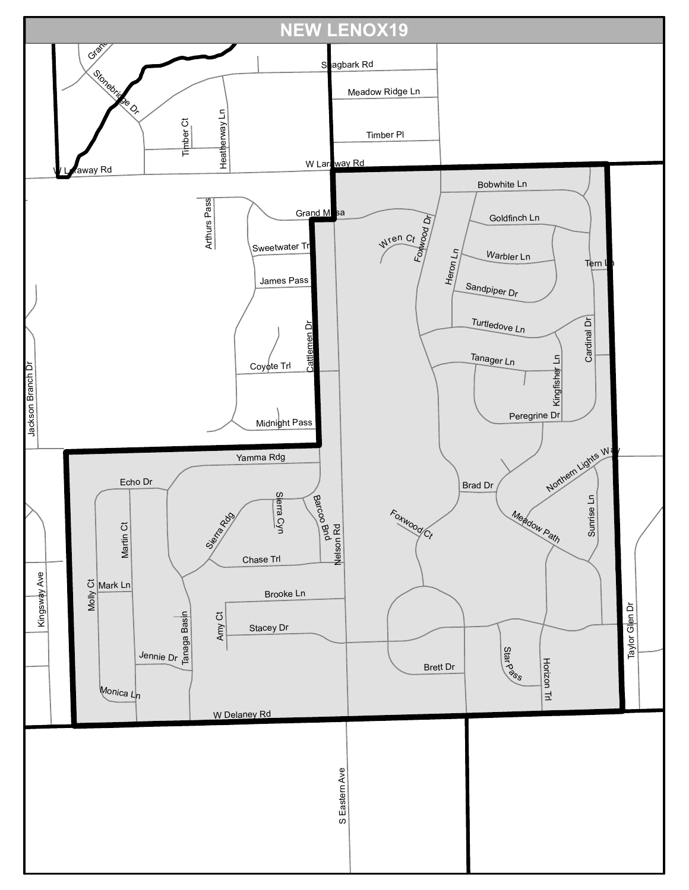# NEW LENOX19

Grand
Stonebridge Dr
Shagbark Rd
Meadow Ridge Ln
Timber Ct
Heatherway Ln
Timber Pl
W Laraway Rd
W Laraway Rd
Bobwhite Ln
Arthurs Pass
Grand Mesa
Goldfinch Ln
Wren Ct
Foxwood Dr
Sweetwater Trl
Warbler Ln
Heron Ln
Tern Ln
James Pass
Sandpiper Dr
Turtledove Ln
Cattlemen Dr
Cardinal Dr
Jackson Branch Dr
Tanager Ln
Coyote Trl
Kingfisher Ln
Peregrine Dr
Midnight Pass
Yamma Rdg
Northern Lights Way
Echo Dr
Brad Dr
Sierra Cyn
Barcoo Bnd
Foxwood Ct
Meadow Path
Sunrise Ln
Martin Ct
Sierra Rdg
Nelson Rd
Chase Trl
Kingsway Ave
Mark Ln
Molly Ct
Brooke Ln
Tanaga Basin
Amy Ct
Stacey Dr
Taylor Glen Dr
Jennie Dr
Star Pass
Brett Dr
Horizon Trl
Monica Ln
W Delaney Rd
S Eastern Ave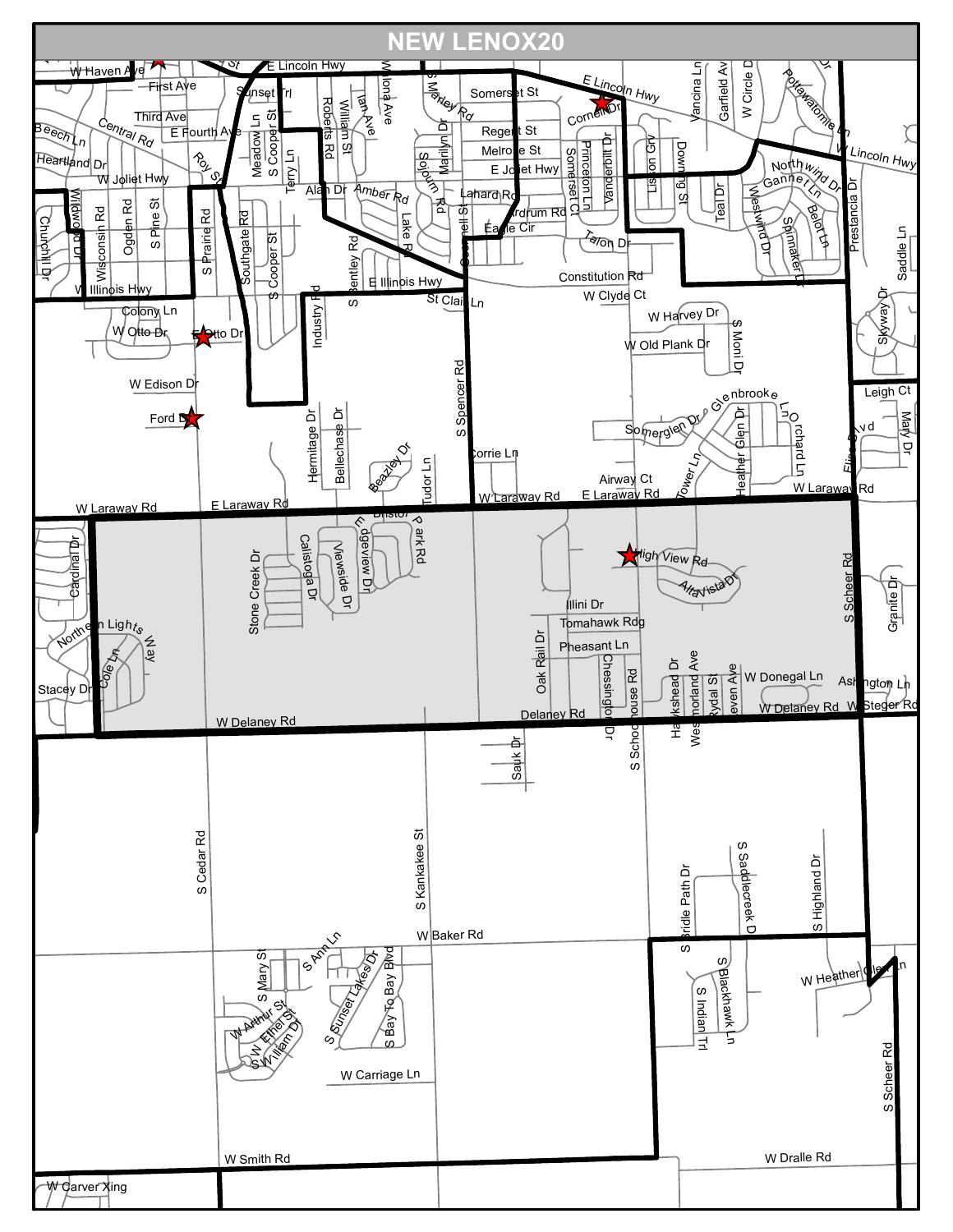# NEW LENOX20

W Haven Ave
First Ave
Third Ave
E Fourth Ave
Central Rd
Beech Ln
Heartland Dr
W Joliet Hwy
Roy St
Sunset Trl
E Lincoln Hwy
Meadow Ln
S Cooper St
Terry Ln
Roberts Rd
William St
Ian Ave
Winona Ave
S Marley Rd
Somerset St
Regent St
Melrose St
E Joliet Hwy
Marilyn Dr
Sojourn Rd
Somerset Ct
Princeton Ln
Vanderbilt Dr
Cornell Dr
E Lincoln Hwy
Lisson Grv
Downing St
Vancina Ln
Garfield Ave
W Circle Dr
Pottawatomie Ln
W Lincoln Hwy
Teal Dr
Westwind Dr
Northwind Dr
Gannet Ln
Belot Ln
Spinnaker Dr
Prestancia Dr
Saddle Ln
Churchill Dr
Windsor Dr
Wisconsin Rd
Ogden Rd
S Pine St
S Prairie Rd
Southgate Rd
S Cooper St
Alan Dr
Amber Rd
Lake Rd
S Bentley Rd
E Illinois Hwy
Lahard Rd
Ardrum Rd
Eagle Cir
Cornell St
Talon Dr
Constitution Rd
W Illinois Hwy
Colony Ln
W Otto Dr
E Otto Dr
Industry Rd
St Clair Ln
W Clyde Ct
W Harvey Dr
W Old Plank Dr
S Moni Dr
Skyway Dr
Leigh Ct
W Edison Dr
Ford Dr
Hermitage Dr
Bellechase Dr
Beazley Dr
Tudor Ln
S Spencer Rd
Corrie Ln
Somerglen Dr
Glenbrooke Ln
Heather Glen Dr
Orchard Ln
Tower Ln
Airway Ct
Elise Blvd
Mary Dr
W Laraway Rd
E Laraway Rd
W Laraway Rd
E Laraway Rd
W Laraway Rd
Bristol Park Rd
Calistoga Dr
Edgeview Dr
Viewside Dr
Stone Creek Dr
High View Rd
Alta Vista Dr
Illini Dr
Tomahawk Rdg
Pheasant Ln
Oak Rail Dr
Chessington Dr
S Scheer Rd
Granite Dr
Cardinal Dr
Northern Lights Way
Cole Ln
Stacey Dr
W Donegal Ln
Ashington Ln
W Delaney Rd
Delaney Rd
W Delaney Rd
W Steger Rd
Hawkshead Dr
Westmorland Ave
Rydal St
Keven Ave
S Schoolhouse Rd
Sauk Dr
S Cedar Rd
S Kankakee St
S Bridle Path Dr
S Saddlecreek Dr
S Highland Dr
W Baker Rd
S Ann Ln
S Mary St
S Sunset Lakes Dr
S Bay To Bay Blvd
W Arthur St
S W Ethel St
S William Dr
S Blackhawk Ln
S Indian Trl
W Heather Glen Ln
S Scheer Rd
W Carriage Ln
W Smith Rd
W Dralle Rd
W Carver Xing